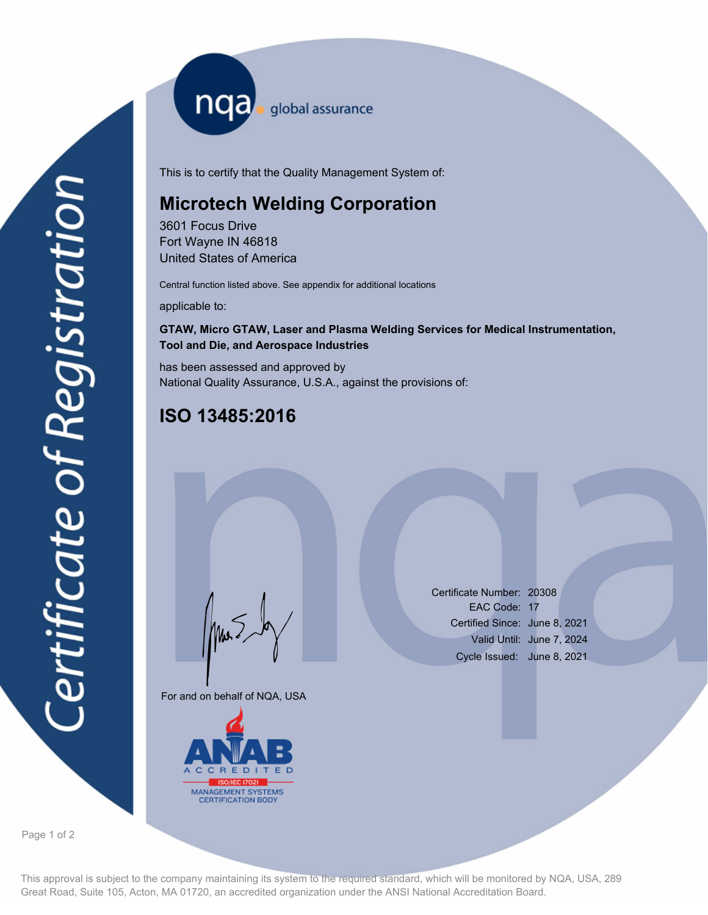# Certificate of Registration

nqa global assurance

This is to certify that the Quality Management System of:

## Microtech Welding Corporation

3601 Focus Drive
Fort Wayne IN 46818
United States of America

Central function listed above. See appendix for additional locations

applicable to:

**GTAW, Micro GTAW, Laser and Plasma Welding Services for Medical Instrumentation, Tool and Die, and Aerospace Industries**

has been assessed and approved by
National Quality Assurance, U.S.A., against the provisions of:

## ISO 13485:2016

For and on behalf of NQA, USA

Certificate Number: 20308
EAC Code: 17
Certified Since: June 8, 2021
Valid Until: June 7, 2024
Cycle Issued: June 8, 2021

ANAB ACCREDITED
ISO/IEC 17021
MANAGEMENT SYSTEMS CERTIFICATION BODY

This approval is subject to the company maintaining its system to the required standard, which will be monitored by NQA, USA, 289 Great Road, Suite 105, Acton, MA 01720, an accredited organization under the ANSI National Accreditation Board.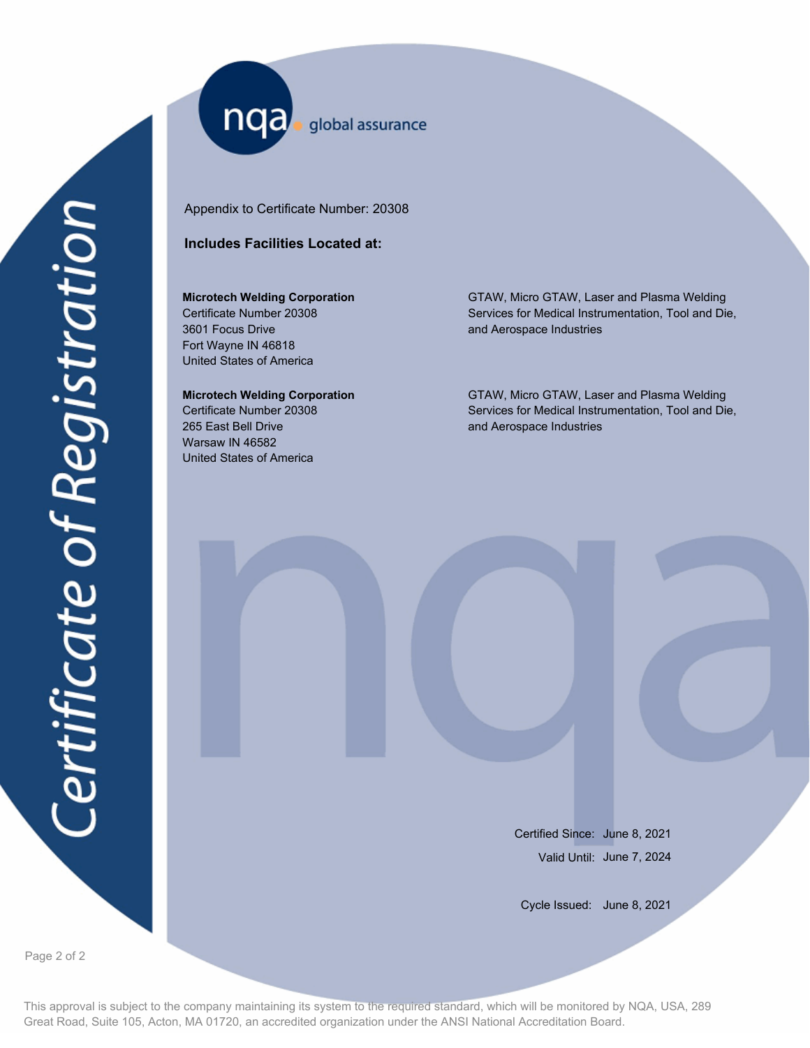Certificate of Registration

nqa global assurance

Appendix to Certificate Number: 20308

**Includes Facilities Located at:**

**Microtech Welding Corporation**
Certificate Number 20308
3601 Focus Drive
Fort Wayne IN 46818
United States of America

GTAW, Micro GTAW, Laser and Plasma Welding Services for Medical Instrumentation, Tool and Die, and Aerospace Industries

**Microtech Welding Corporation**
Certificate Number 20308
265 East Bell Drive
Warsaw IN 46582
United States of America

GTAW, Micro GTAW, Laser and Plasma Welding Services for Medical Instrumentation, Tool and Die, and Aerospace Industries

Certified Since: June 8, 2021
Valid Until: June 7, 2024

Cycle Issued: June 8, 2021

This approval is subject to the company maintaining its system to the required standard, which will be monitored by NQA, USA, 289 Great Road, Suite 105, Acton, MA 01720, an accredited organization under the ANSI National Accreditation Board.